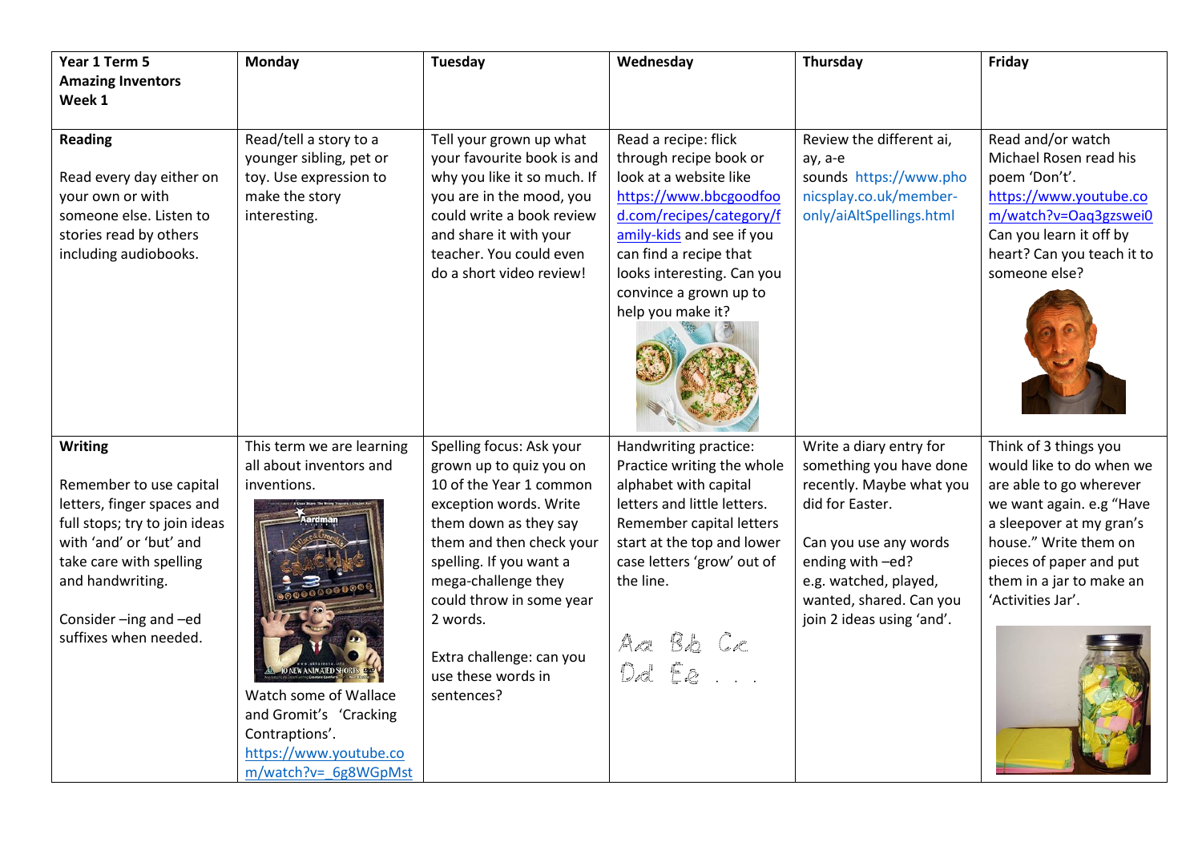| Year 1 Term 5<br>Amazing Inventors<br>Week 1 | Monday | Tuesday | Wednesday | Thursday | Friday |
|---|---|---|---|---|---|
| **Reading**<br><br>Read every day either on your own or with someone else. Listen to stories read by others including audiobooks. | Read/tell a story to a younger sibling, pet or toy. Use expression to make the story interesting. | Tell your grown up what your favourite book is and why you like it so much. If you are in the mood, you could write a book review and share it with your teacher. You could even do a short video review! | Read a recipe: flick through recipe book or look at a website like https://www.bbcgoodfood.com/recipes/category/family-kids and see if you can find a recipe that looks interesting. Can you convince a grown up to help you make it? | Review the different ai, ay, a-e sounds https://www.phonicsplay.co.uk/member-only/aiAltSpellings.html | Read and/or watch Michael Rosen read his poem 'Don't'. https://www.youtube.com/watch?v=Oaq3gzswei0 Can you learn it off by heart? Can you teach it to someone else? |
| **Writing**<br><br>Remember to use capital letters, finger spaces and full stops; try to join ideas with 'and' or 'but' and take care with spelling and handwriting.<br><br>Consider –ing and –ed suffixes when needed. | This term we are learning all about inventors and inventions.<br><br>Watch some of Wallace and Gromit's 'Cracking Contraptions'. https://www.youtube.com/watch?v=_6g8WGpMst | Spelling focus: Ask your grown up to quiz you on 10 of the Year 1 common exception words. Write them down as they say them and then check your spelling. If you want a mega-challenge they could throw in some year 2 words.<br><br>Extra challenge: can you use these words in sentences? | Handwriting practice: Practice writing the whole alphabet with capital letters and little letters. Remember capital letters start at the top and lower case letters 'grow' out of the line.<br><br>Aa Bb Cc<br>Dd Ee . . . | Write a diary entry for something you have done recently. Maybe what you did for Easter.<br><br>Can you use any words ending with –ed? e.g. watched, played, wanted, shared. Can you join 2 ideas using 'and'. | Think of 3 things you would like to do when we are able to go wherever we want again. e.g "Have a sleepover at my gran's house." Write them on pieces of paper and put them in a jar to make an 'Activities Jar'. |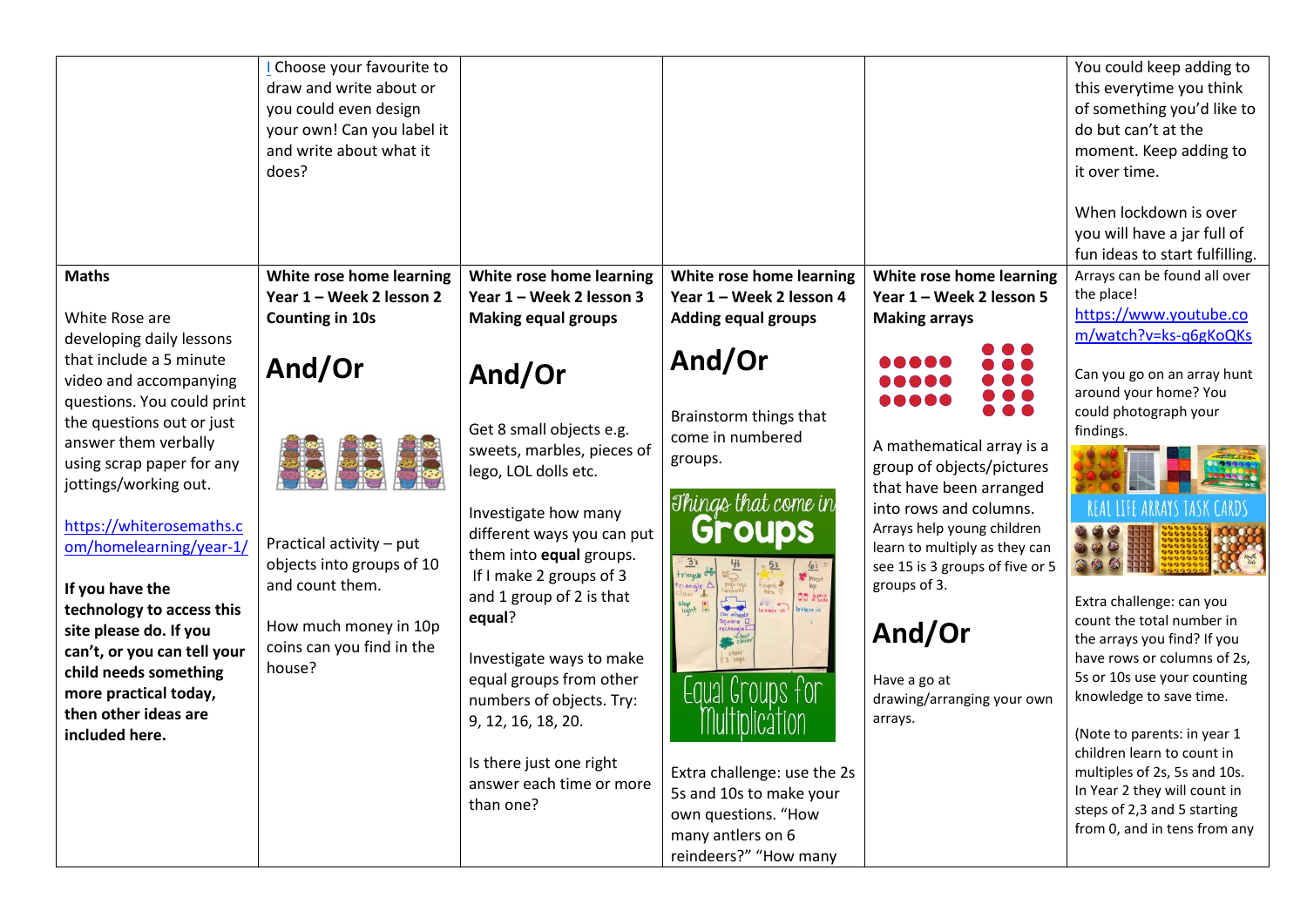| | | | | | |
|---|---|---|---|---|---|
| | ! Choose your favourite to draw and write about or you could even design your own! Can you label it and write about what it does? | | | | You could keep adding to this everytime you think of something you'd like to do but can't at the moment. Keep adding to it over time.<br><br>When lockdown is over you will have a jar full of fun ideas to start fulfilling. |
| **Maths**<br><br>White Rose are developing daily lessons that include a 5 minute video and accompanying questions. You could print the questions out or just answer them verbally using scrap paper for any jottings/working out.<br><br>https://whiterosemaths.com/homelearning/year-1/<br><br>**If you have the technology to access this site please do. If you can't, or you can tell your child needs something more practical today, then other ideas are included here.** | **White rose home learning Year 1 – Week 2 lesson 2 Counting in 10s**<br><br>**And/Or**<br><br>Practical activity – put objects into groups of 10 and count them.<br><br>How much money in 10p coins can you find in the house? | **White rose home learning Year 1 – Week 2 lesson 3 Making equal groups**<br><br>**And/Or**<br><br>Get 8 small objects e.g. sweets, marbles, pieces of lego, LOL dolls etc.<br><br>Investigate how many different ways you can put them into **equal** groups. If I make 2 groups of 3 and 1 group of 2 is that **equal**?<br><br>Investigate ways to make equal groups from other numbers of objects. Try: 9, 12, 16, 18, 20.<br><br>Is there just one right answer each time or more than one? | **White rose home learning Year 1 – Week 2 lesson 4 Adding equal groups**<br><br>**And/Or**<br><br>Brainstorm things that come in numbered groups.<br><br>Things that come in Groups<br><br>Equal Groups for Multiplication<br><br>Extra challenge: use the 2s 5s and 10s to make your own questions. "How many antlers on 6 reindeers?" "How many | **White rose home learning Year 1 – Week 2 lesson 5 Making arrays**<br><br>A mathematical array is a group of objects/pictures that have been arranged into rows and columns. Arrays help young children learn to multiply as they can see 15 is 3 groups of five or 5 groups of 3.<br><br>**And/Or**<br><br>Have a go at drawing/arranging your own arrays. | Arrays can be found all over the place!<br>https://www.youtube.com/watch?v=ks-q6gKoQKs<br><br>Can you go on an array hunt around your home? You could photograph your findings.<br><br>REAL LIFE ARRAYS TASK CARDS<br><br>Extra challenge: can you count the total number in the arrays you find? If you have rows or columns of 2s, 5s or 10s use your counting knowledge to save time.<br><br>(Note to parents: in year 1 children learn to count in multiples of 2s, 5s and 10s. In Year 2 they will count in steps of 2,3 and 5 starting from 0, and in tens from any |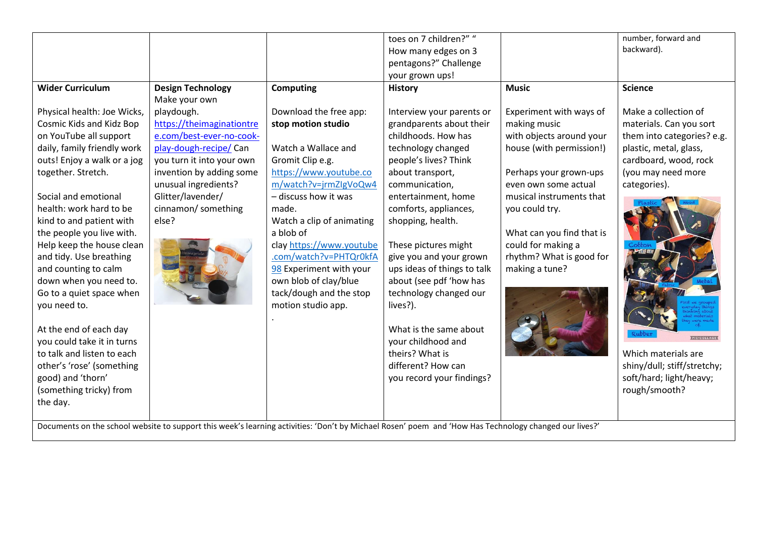| | | | | | |
|---|---|---|---|---|---|
| | | | toes on 7 children?" " How many edges on 3 pentagons?" Challenge your grown ups! | | number, forward and backward). |
| **Wider Curriculum**<br><br>Physical health: Joe Wicks, Cosmic Kids and Kidz Bop on YouTube all support daily, family friendly work outs! Enjoy a walk or a jog together. Stretch.<br><br>Social and emotional health: work hard to be kind to and patient with the people you live with. Help keep the house clean and tidy. Use breathing and counting to calm down when you need to. Go to a quiet space when you need to.<br><br>At the end of each day you could take it in turns to talk and listen to each other's 'rose' (something good) and 'thorn' (something tricky) from the day. | **Design Technology**<br>Make your own playdough. https://theimaginationtree.com/best-ever-no-cook-play-dough-recipe/ Can you turn it into your own invention by adding some unusual ingredients? Glitter/lavender/ cinnamon/ something else? | **Computing**<br><br>Download the free app: **stop motion studio**<br><br>Watch a Wallace and Gromit Clip e.g. https://www.youtube.com/watch?v=jrmZIgVoQw4 – discuss how it was made.<br>Watch a clip of animating a blob of clay https://www.youtube.com/watch?v=PHTQr0kfA98 Experiment with your own blob of clay/blue tack/dough and the stop motion studio app.<br>. | **History**<br><br>Interview your parents or grandparents about their childhoods. How has technology changed people's lives? Think about transport, communication, entertainment, home comforts, appliances, shopping, health.<br><br>These pictures might give you and your grown ups ideas of things to talk about (see pdf 'how has technology changed our lives?').<br><br>What is the same about your childhood and theirs? What is different? How can you record your findings? | **Music**<br><br>Experiment with ways of making music with objects around your house (with permission!)<br><br>Perhaps your grown-ups even own some actual musical instruments that you could try.<br><br>What can you find that is could for making a rhythm? What is good for making a tune? | **Science**<br><br>Make a collection of materials. Can you sort them into categories? e.g. plastic, metal, glass, cardboard, wood, rock (you may need more categories).<br><br>Which materials are shiny/dull; stiff/stretchy; soft/hard; light/heavy; rough/smooth? |
| Documents on the school website to support this week's learning activities: 'Don't by Michael Rosen' poem and 'How Has Technology changed our lives?' | | | | | |